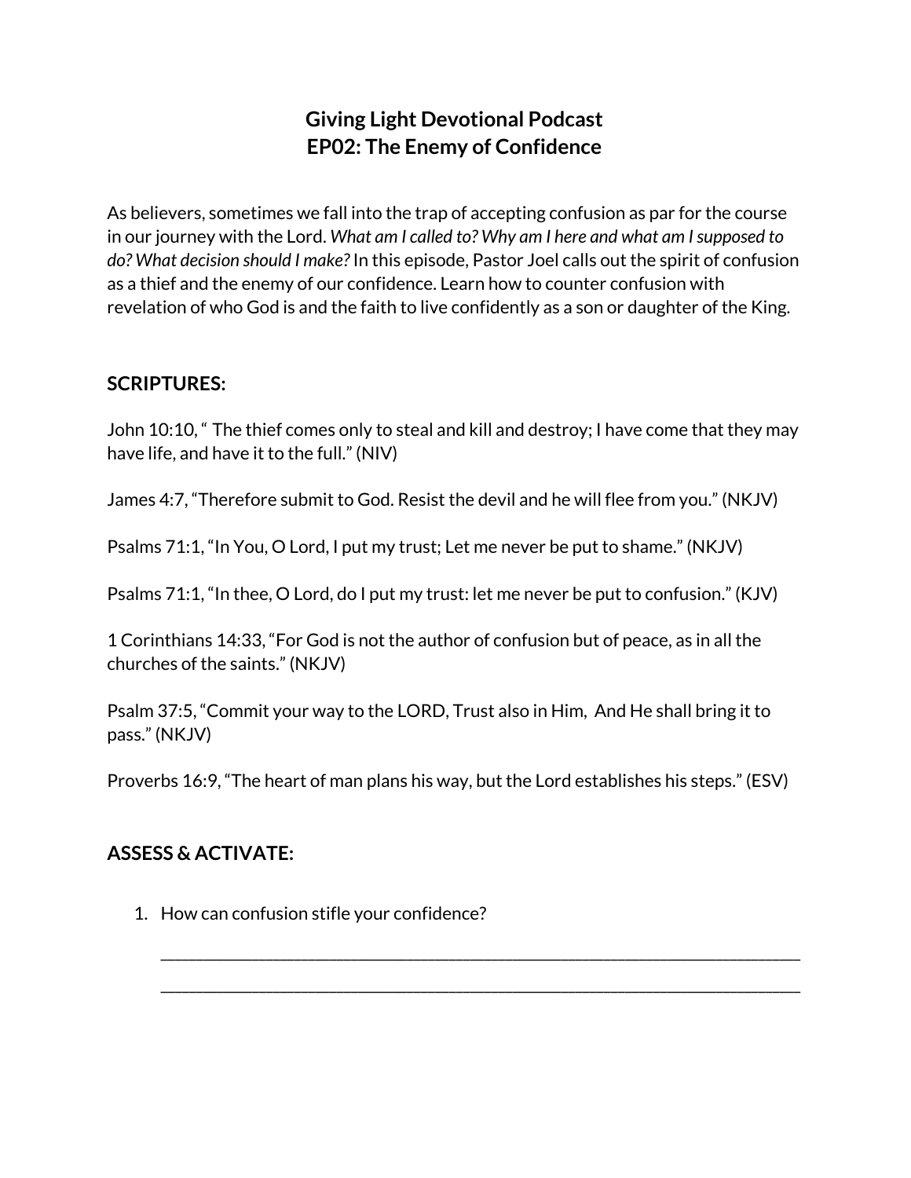# Giving Light Devotional Podcast
# EP02: The Enemy of Confidence

As believers, sometimes we fall into the trap of accepting confusion as par for the course in our journey with the Lord. *What am I called to? Why am I here and what am I supposed to do? What decision should I make?* In this episode, Pastor Joel calls out the spirit of confusion as a thief and the enemy of our confidence. Learn how to counter confusion with revelation of who God is and the faith to live confidently as a son or daughter of the King.

## SCRIPTURES:

John 10:10, " The thief comes only to steal and kill and destroy; I have come that they may have life, and have it to the full." (NIV)

James 4:7, "Therefore submit to God. Resist the devil and he will flee from you." (NKJV)

Psalms 71:1, "In You, O Lord, I put my trust; Let me never be put to shame." (NKJV)

Psalms 71:1, "In thee, O Lord, do I put my trust: let me never be put to confusion." (KJV)

1 Corinthians 14:33, "For God is not the author of confusion but of peace, as in all the churches of the saints." (NKJV)

Psalm 37:5, "Commit your way to the LORD, Trust also in Him, And He shall bring it to pass." (NKJV)

Proverbs 16:9, "The heart of man plans his way, but the Lord establishes his steps." (ESV)

## ASSESS & ACTIVATE:

1. How can confusion stifle your confidence?

   ______________________________________________________________________________

   ______________________________________________________________________________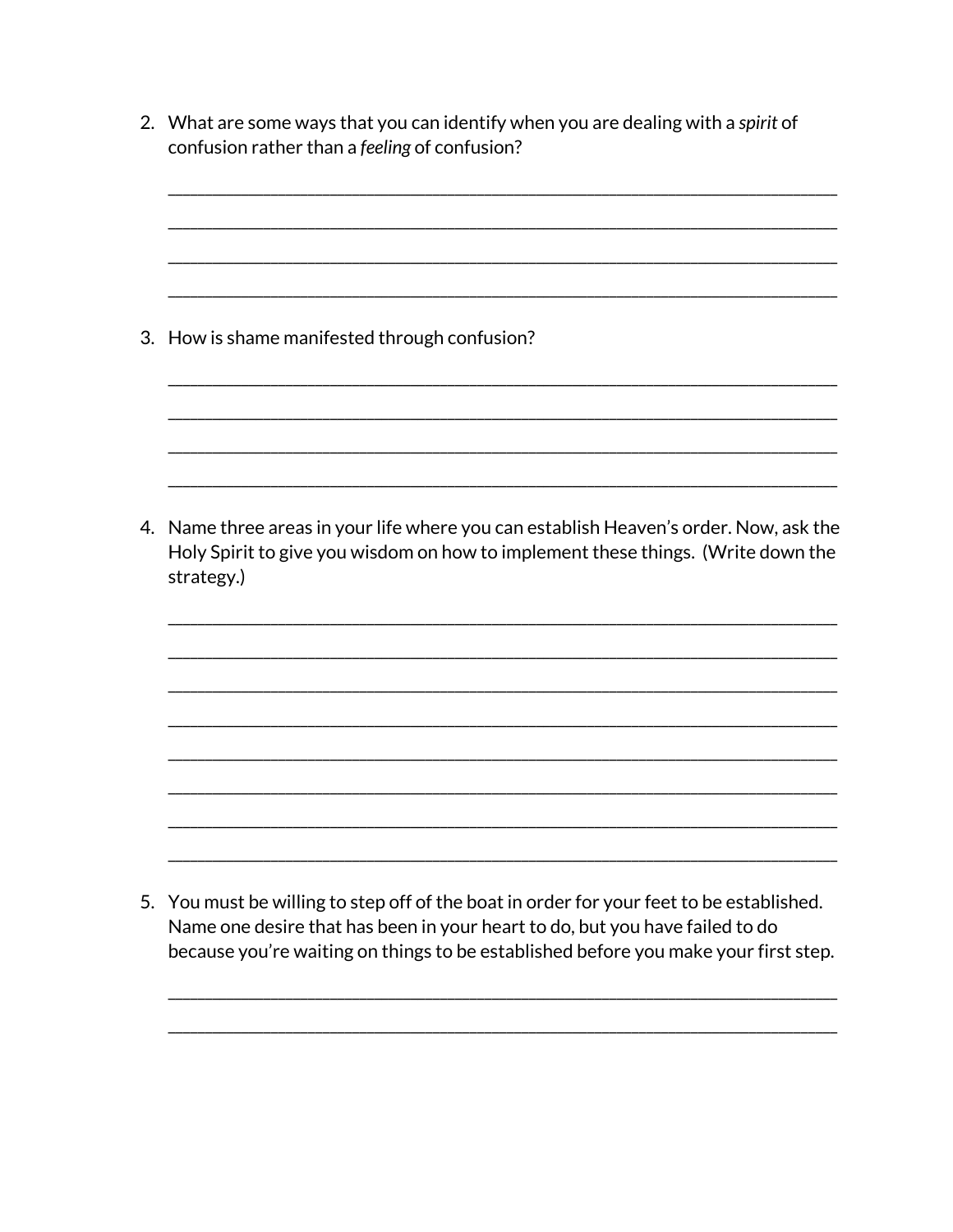2. What are some ways that you can identify when you are dealing with a *spirit* of confusion rather than a *feeling* of confusion?

____________________________________________________________________________

____________________________________________________________________________

____________________________________________________________________________

____________________________________________________________________________

3. How is shame manifested through confusion?

____________________________________________________________________________

____________________________________________________________________________

____________________________________________________________________________

____________________________________________________________________________

4. Name three areas in your life where you can establish Heaven's order. Now, ask the Holy Spirit to give you wisdom on how to implement these things. (Write down the strategy.)

____________________________________________________________________________

____________________________________________________________________________

____________________________________________________________________________

____________________________________________________________________________

____________________________________________________________________________

____________________________________________________________________________

____________________________________________________________________________

____________________________________________________________________________

5. You must be willing to step off of the boat in order for your feet to be established. Name one desire that has been in your heart to do, but you have failed to do because you're waiting on things to be established before you make your first step.

____________________________________________________________________________

____________________________________________________________________________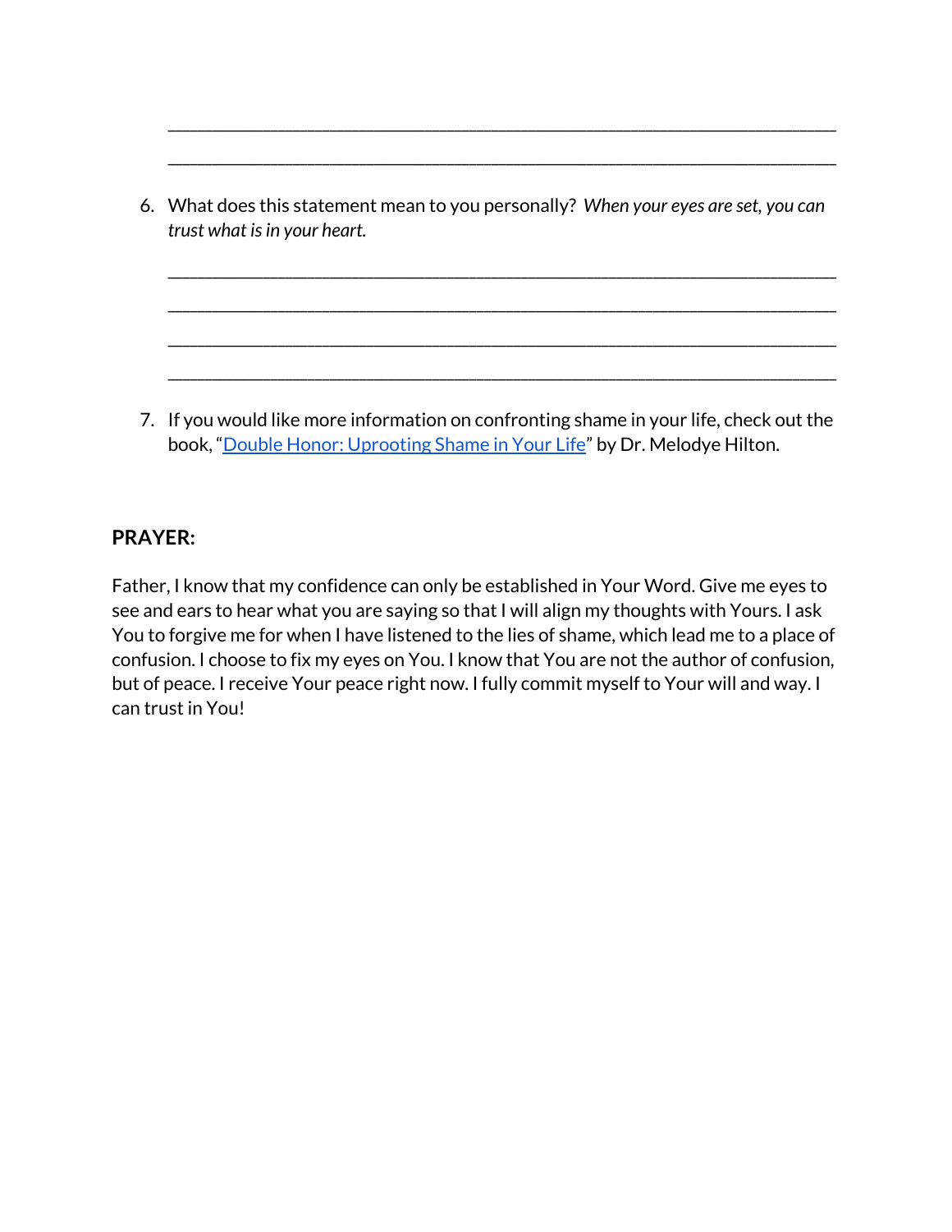______________________________________________________________________

______________________________________________________________________

6. What does this statement mean to you personally? *When your eyes are set, you can trust what is in your heart.*

   ______________________________________________________________________

   ______________________________________________________________________

   ______________________________________________________________________

   ______________________________________________________________________

7. If you would like more information on confronting shame in your life, check out the book, "Double Honor: Uprooting Shame in Your Life" by Dr. Melodye Hilton.

**PRAYER:**

Father, I know that my confidence can only be established in Your Word. Give me eyes to see and ears to hear what you are saying so that I will align my thoughts with Yours. I ask You to forgive me for when I have listened to the lies of shame, which lead me to a place of confusion. I choose to fix my eyes on You. I know that You are not the author of confusion, but of peace. I receive Your peace right now. I fully commit myself to Your will and way. I can trust in You!